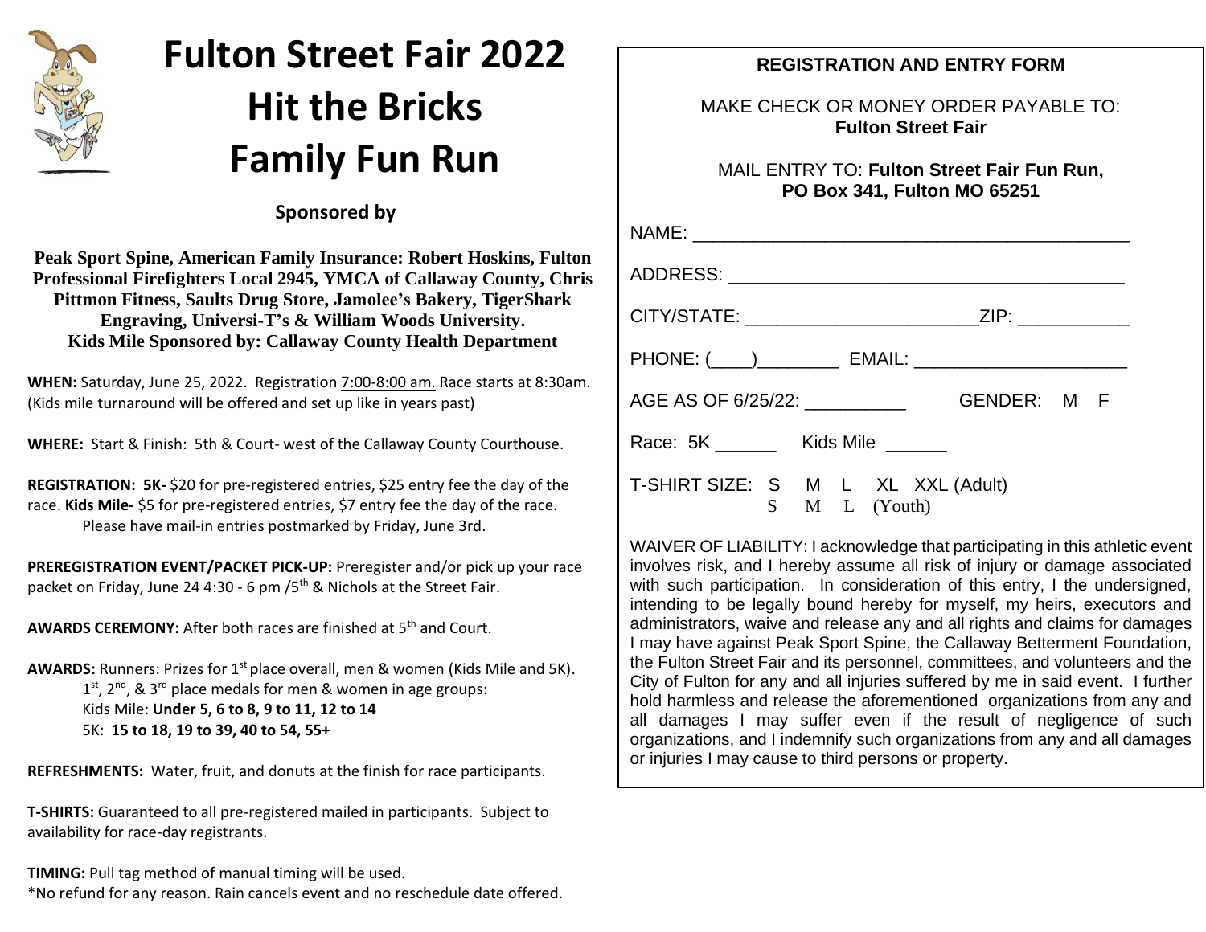# Fulton Street Fair 2022
# Hit the Bricks
# Family Fun Run

**Sponsored by**

**Peak Sport Spine, American Family Insurance: Robert Hoskins, Fulton Professional Firefighters Local 2945, YMCA of Callaway County, Chris Pittmon Fitness, Saults Drug Store, Jamolee's Bakery, TigerShark Engraving, Universi-T's & William Woods University.**
**Kids Mile Sponsored by: Callaway County Health Department**

**WHEN:** Saturday, June 25, 2022. Registration 7:00-8:00 am. Race starts at 8:30am. (Kids mile turnaround will be offered and set up like in years past)

**WHERE:** Start & Finish: 5th & Court- west of the Callaway County Courthouse.

**REGISTRATION: 5K-** $20 for pre-registered entries, $25 entry fee the day of the race. **Kids Mile-** $5 for pre-registered entries, $7 entry fee the day of the race. Please have mail-in entries postmarked by Friday, June 3rd.

**PREREGISTRATION EVENT/PACKET PICK-UP:** Preregister and/or pick up your race packet on Friday, June 24 4:30 - 6 pm /5th & Nichols at the Street Fair.

**AWARDS CEREMONY:** After both races are finished at 5th and Court.

**AWARDS:** Runners: Prizes for 1st place overall, men & women (Kids Mile and 5K).
1st, 2nd, & 3rd place medals for men & women in age groups:
Kids Mile: **Under 5, 6 to 8, 9 to 11, 12 to 14**
5K: **15 to 18, 19 to 39, 40 to 54, 55+**

**REFRESHMENTS:** Water, fruit, and donuts at the finish for race participants.

**T-SHIRTS:** Guaranteed to all pre-registered mailed in participants. Subject to availability for race-day registrants.

**TIMING:** Pull tag method of manual timing will be used.
*No refund for any reason. Rain cancels event and no reschedule date offered.

## REGISTRATION AND ENTRY FORM

MAKE CHECK OR MONEY ORDER PAYABLE TO:
**Fulton Street Fair**

MAIL ENTRY TO: **Fulton Street Fair Fun Run, PO Box 341, Fulton MO 65251**

NAME: ____________________________________________

ADDRESS: ________________________________________

CITY/STATE: _______________________ZIP: ___________

PHONE: (____)________ EMAIL: _____________________

AGE AS OF 6/25/22: __________ GENDER: M F

Race: 5K ______ Kids Mile ______

T-SHIRT SIZE: S M L XL XXL (Adult)
S M L (Youth)

WAIVER OF LIABILITY: I acknowledge that participating in this athletic event involves risk, and I hereby assume all risk of injury or damage associated with such participation. In consideration of this entry, I the undersigned, intending to be legally bound hereby for myself, my heirs, executors and administrators, waive and release any and all rights and claims for damages I may have against Peak Sport Spine, the Callaway Betterment Foundation, the Fulton Street Fair and its personnel, committees, and volunteers and the City of Fulton for any and all injuries suffered by me in said event. I further hold harmless and release the aforementioned organizations from any and all damages I may suffer even if the result of negligence of such organizations, and I indemnify such organizations from any and all damages or injuries I may cause to third persons or property.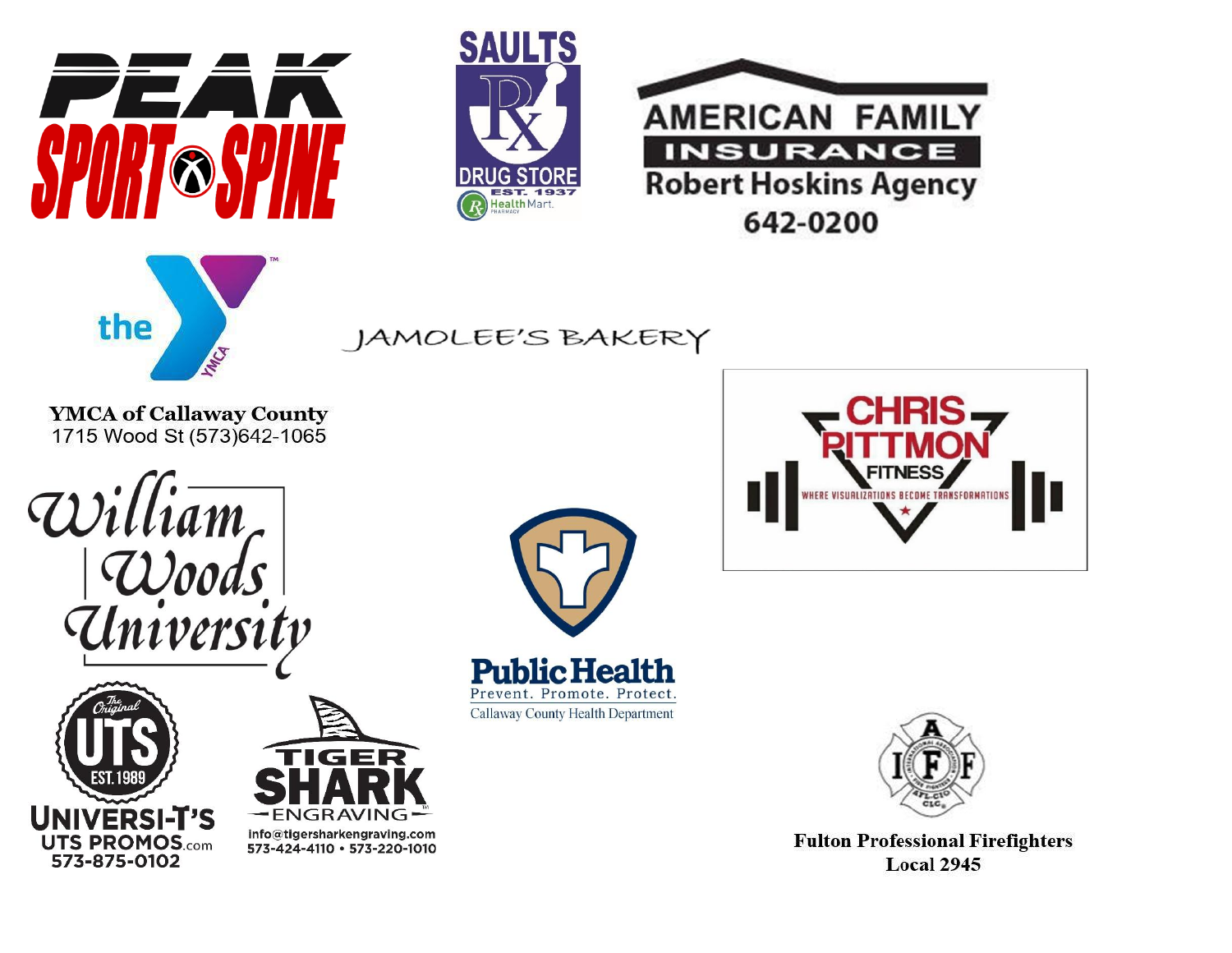PEAK SPORT & SPINE

SAULTS Rx DRUG STORE EST. 1937 Health Mart PHARMACY

AMERICAN FAMILY INSURANCE Robert Hoskins Agency 642-0200

the YMCA

**YMCA of Callaway County**
1715 Wood St (573)642-1065

JAMOLEE'S BAKERY

CHRIS PITTMON FITNESS WHERE VISUALIZATIONS BECOME TRANSFORMATIONS

William Woods University

Public Health
Prevent. Promote. Protect.
Callaway County Health Department

The Original UTS EST. 1989
UNIVERSI-T'S
UTS PROMOS.com
573-875-0102

TIGER SHARK ENGRAVING
info@tigersharkengraving.com
573-424-4110 • 573-220-1010

IAFF

**Fulton Professional Firefighters**
**Local 2945**